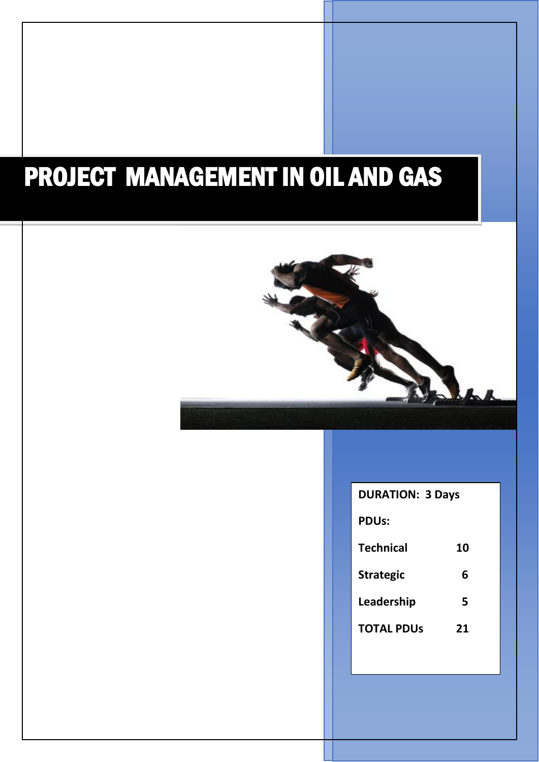# PROJECT MANAGEMENT IN OIL AND GAS

**DURATION: 3 Days**

**PDUs:**

| | |
|---|---|
| **Technical** | **10** |
| **Strategic** | **6** |
| **Leadership** | **5** |
| **TOTAL PDUs** | **21** |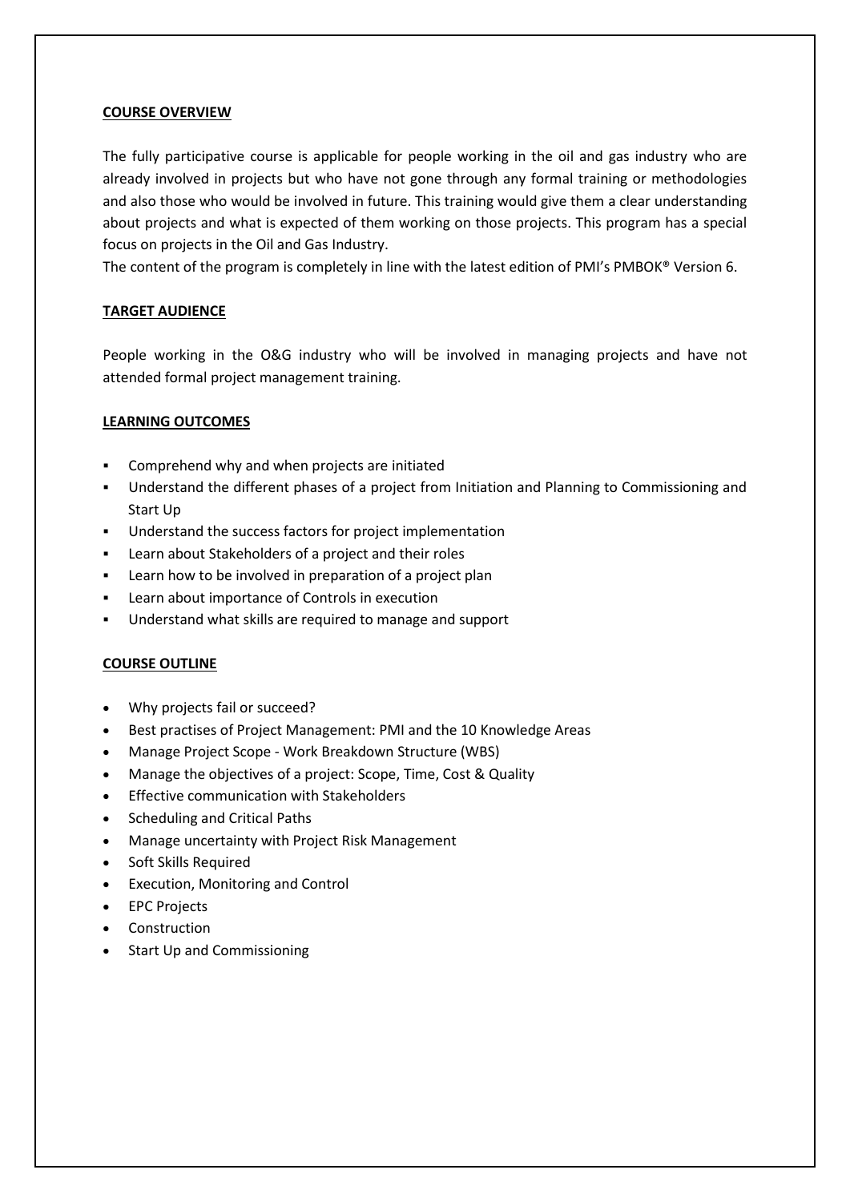## COURSE OVERVIEW

The fully participative course is applicable for people working in the oil and gas industry who are already involved in projects but who have not gone through any formal training or methodologies and also those who would be involved in future. This training would give them a clear understanding about projects and what is expected of them working on those projects. This program has a special focus on projects in the Oil and Gas Industry.
The content of the program is completely in line with the latest edition of PMI's PMBOK® Version 6.

## TARGET AUDIENCE

People working in the O&G industry who will be involved in managing projects and have not attended formal project management training.

## LEARNING OUTCOMES

- Comprehend why and when projects are initiated
- Understand the different phases of a project from Initiation and Planning to Commissioning and Start Up
- Understand the success factors for project implementation
- Learn about Stakeholders of a project and their roles
- Learn how to be involved in preparation of a project plan
- Learn about importance of Controls in execution
- Understand what skills are required to manage and support

## COURSE OUTLINE

- Why projects fail or succeed?
- Best practises of Project Management: PMI and the 10 Knowledge Areas
- Manage Project Scope - Work Breakdown Structure (WBS)
- Manage the objectives of a project: Scope, Time, Cost & Quality
- Effective communication with Stakeholders
- Scheduling and Critical Paths
- Manage uncertainty with Project Risk Management
- Soft Skills Required
- Execution, Monitoring and Control
- EPC Projects
- Construction
- Start Up and Commissioning